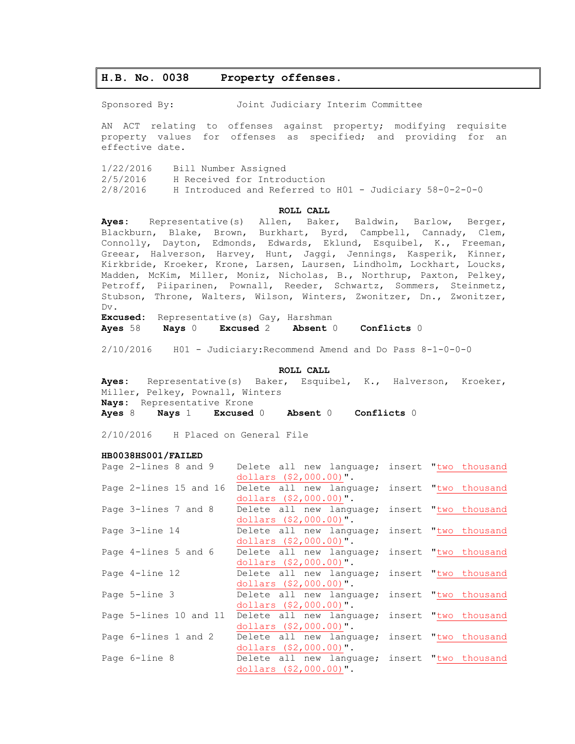## H.B. No. 0038 Property offenses.

Sponsored By: Joint Judiciary Interim Committee

AN ACT relating to offenses against property; modifying requisite property values for offenses as specified; and providing for an effective date.

1/22/2016 Bill Number Assigned
2/5/2016 H Received for Introduction
2/8/2016 H Introduced and Referred to H01 - Judiciary 58-0-2-0-0

**ROLL CALL**

**Ayes:** Representative(s) Allen, Baker, Baldwin, Barlow, Berger, Blackburn, Blake, Brown, Burkhart, Byrd, Campbell, Cannady, Clem, Connolly, Dayton, Edmonds, Edwards, Eklund, Esquibel, K., Freeman, Greear, Halverson, Harvey, Hunt, Jaggi, Jennings, Kasperik, Kinner, Kirkbride, Kroeker, Krone, Larsen, Laursen, Lindholm, Lockhart, Loucks, Madden, McKim, Miller, Moniz, Nicholas, B., Northrup, Paxton, Pelkey, Petroff, Piiparinen, Pownall, Reeder, Schwartz, Sommers, Steinmetz, Stubson, Throne, Walters, Wilson, Winters, Zwonitzer, Dn., Zwonitzer, Dv.
**Excused:** Representative(s) Gay, Harshman
**Ayes** 58 **Nays** 0 **Excused** 2 **Absent** 0 **Conflicts** 0

2/10/2016 H01 - Judiciary:Recommend Amend and Do Pass 8-1-0-0-0

**ROLL CALL**

**Ayes:** Representative(s) Baker, Esquibel, K., Halverson, Kroeker, Miller, Pelkey, Pownall, Winters
**Nays:** Representative Krone
**Ayes** 8 **Nays** 1 **Excused** 0 **Absent** 0 **Conflicts** 0

2/10/2016 H Placed on General File

**HB0038HS001/FAILED**

| | |
|---|---|
| Page 2-lines 8 and 9 | Delete all new language; insert "two thousand dollars ($2,000.00)". |
| Page 2-lines 15 and 16 | Delete all new language; insert "two thousand dollars ($2,000.00)". |
| Page 3-lines 7 and 8 | Delete all new language; insert "two thousand dollars ($2,000.00)". |
| Page 3-line 14 | Delete all new language; insert "two thousand dollars ($2,000.00)". |
| Page 4-lines 5 and 6 | Delete all new language; insert "two thousand dollars ($2,000.00)". |
| Page 4-line 12 | Delete all new language; insert "two thousand dollars ($2,000.00)". |
| Page 5-line 3 | Delete all new language; insert "two thousand dollars ($2,000.00)". |
| Page 5-lines 10 and 11 | Delete all new language; insert "two thousand dollars ($2,000.00)". |
| Page 6-lines 1 and 2 | Delete all new language; insert "two thousand dollars ($2,000.00)". |
| Page 6-line 8 | Delete all new language; insert "two thousand dollars ($2,000.00)". |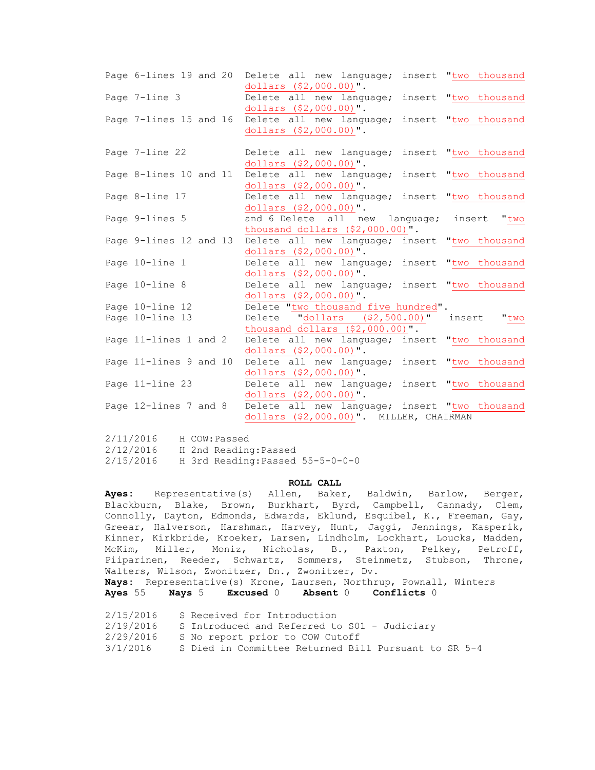| | |
|---|---|
| Page 6-lines 19 and 20 | Delete all new language; insert "two thousand dollars ($2,000.00)". |
| Page 7-line 3 | Delete all new language; insert "two thousand dollars ($2,000.00)". |
| Page 7-lines 15 and 16 | Delete all new language; insert "two thousand dollars ($2,000.00)". |
| Page 7-line 22 | Delete all new language; insert "two thousand dollars ($2,000.00)". |
| Page 8-lines 10 and 11 | Delete all new language; insert "two thousand dollars ($2,000.00)". |
| Page 8-line 17 | Delete all new language; insert "two thousand dollars ($2,000.00)". |
| Page 9-lines 5 | and 6 Delete all new language; insert "two thousand dollars ($2,000.00)". |
| Page 9-lines 12 and 13 | Delete all new language; insert "two thousand dollars ($2,000.00)". |
| Page 10-line 1 | Delete all new language; insert "two thousand dollars ($2,000.00)". |
| Page 10-line 8 | Delete all new language; insert "two thousand dollars ($2,000.00)". |
| Page 10-line 12 | Delete "two thousand five hundred". |
| Page 10-line 13 | Delete "dollars ($2,500.00)" insert "two thousand dollars ($2,000.00)". |
| Page 11-lines 1 and 2 | Delete all new language; insert "two thousand dollars ($2,000.00)". |
| Page 11-lines 9 and 10 | Delete all new language; insert "two thousand dollars ($2,000.00)". |
| Page 11-line 23 | Delete all new language; insert "two thousand dollars ($2,000.00)". |
| Page 12-lines 7 and 8 | Delete all new language; insert "two thousand dollars ($2,000.00)". MILLER, CHAIRMAN |

2/11/2016 H COW:Passed
2/12/2016 H 2nd Reading:Passed
2/15/2016 H 3rd Reading:Passed 55-5-0-0-0

**ROLL CALL**

**Ayes:** Representative(s) Allen, Baker, Baldwin, Barlow, Berger, Blackburn, Blake, Brown, Burkhart, Byrd, Campbell, Cannady, Clem, Connolly, Dayton, Edmonds, Edwards, Eklund, Esquibel, K., Freeman, Gay, Greear, Halverson, Harshman, Harvey, Hunt, Jaggi, Jennings, Kasperik, Kinner, Kirkbride, Kroeker, Larsen, Lindholm, Lockhart, Loucks, Madden, McKim, Miller, Moniz, Nicholas, B., Paxton, Pelkey, Petroff, Piiparinen, Reeder, Schwartz, Sommers, Steinmetz, Stubson, Throne, Walters, Wilson, Zwonitzer, Dn., Zwonitzer, Dv.
**Nays:** Representative(s) Krone, Laursen, Northrup, Pownall, Winters
**Ayes** 55 **Nays** 5 **Excused** 0 **Absent** 0 **Conflicts** 0

2/15/2016 S Received for Introduction
2/19/2016 S Introduced and Referred to S01 - Judiciary
2/29/2016 S No report prior to COW Cutoff
3/1/2016 S Died in Committee Returned Bill Pursuant to SR 5-4